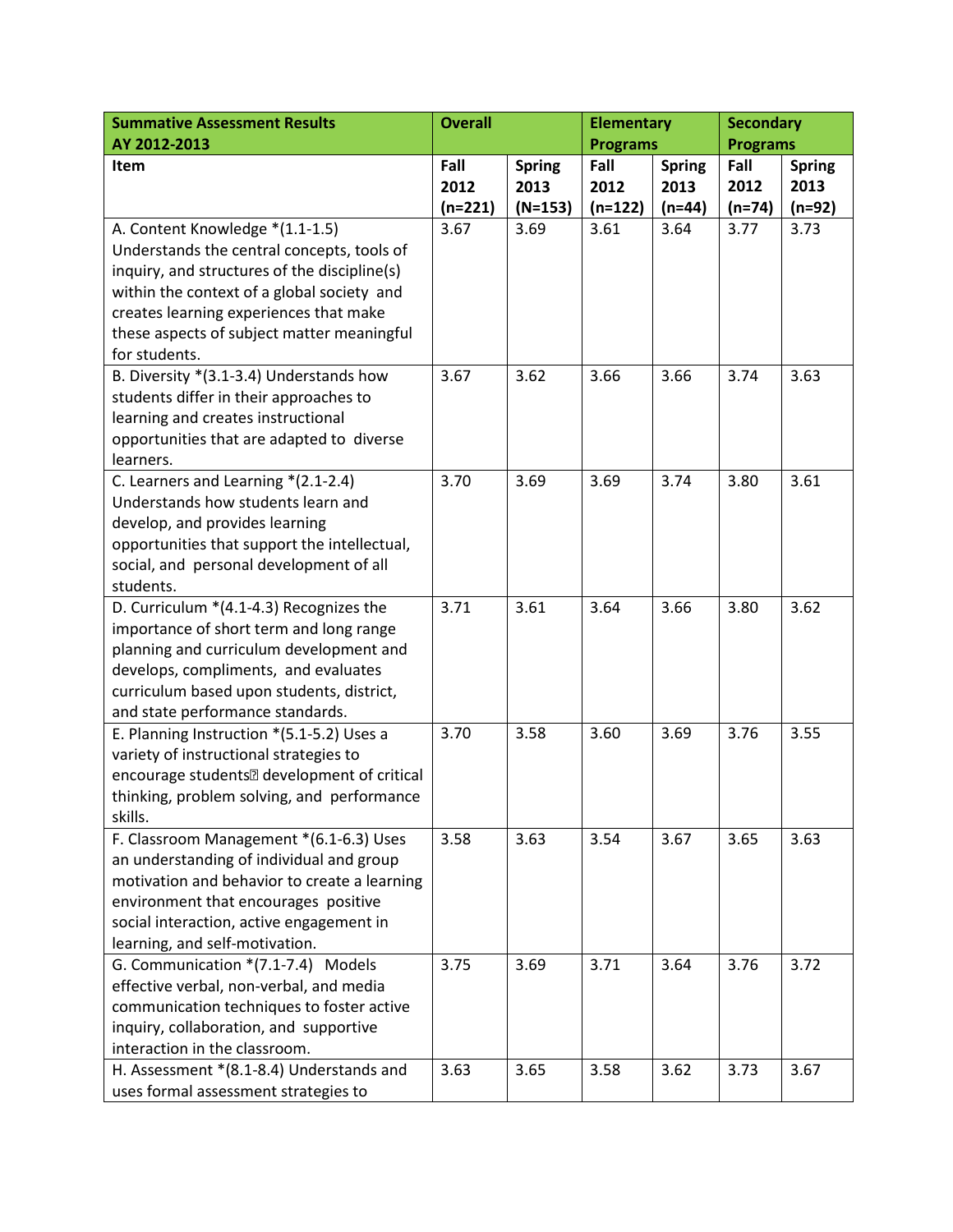| Summative Assessment Results AY 2012-2013 | Overall | | Elementary Programs | | Secondary Programs | |
|---|---|---|---|---|---|---|
| Item | Fall 2012 (n=221) | Spring 2013 (N=153) | Fall 2012 (n=122) | Spring 2013 (n=44) | Fall 2012 (n=74) | Spring 2013 (n=92) |
| A. Content Knowledge *(1.1-1.5) Understands the central concepts, tools of inquiry, and structures of the discipline(s) within the context of a global society and creates learning experiences that make these aspects of subject matter meaningful for students. | 3.67 | 3.69 | 3.61 | 3.64 | 3.77 | 3.73 |
| B. Diversity *(3.1-3.4) Understands how students differ in their approaches to learning and creates instructional opportunities that are adapted to diverse learners. | 3.67 | 3.62 | 3.66 | 3.66 | 3.74 | 3.63 |
| C. Learners and Learning *(2.1-2.4) Understands how students learn and develop, and provides learning opportunities that support the intellectual, social, and personal development of all students. | 3.70 | 3.69 | 3.69 | 3.74 | 3.80 | 3.61 |
| D. Curriculum *(4.1-4.3) Recognizes the importance of short term and long range planning and curriculum development and develops, compliments, and evaluates curriculum based upon students, district, and state performance standards. | 3.71 | 3.61 | 3.64 | 3.66 | 3.80 | 3.62 |
| E. Planning Instruction *(5.1-5.2) Uses a variety of instructional strategies to encourage students development of critical thinking, problem solving, and performance skills. | 3.70 | 3.58 | 3.60 | 3.69 | 3.76 | 3.55 |
| F. Classroom Management *(6.1-6.3) Uses an understanding of individual and group motivation and behavior to create a learning environment that encourages positive social interaction, active engagement in learning, and self-motivation. | 3.58 | 3.63 | 3.54 | 3.67 | 3.65 | 3.63 |
| G. Communication *(7.1-7.4) Models effective verbal, non-verbal, and media communication techniques to foster active inquiry, collaboration, and supportive interaction in the classroom. | 3.75 | 3.69 | 3.71 | 3.64 | 3.76 | 3.72 |
| H. Assessment *(8.1-8.4) Understands and uses formal assessment strategies to | 3.63 | 3.65 | 3.58 | 3.62 | 3.73 | 3.67 |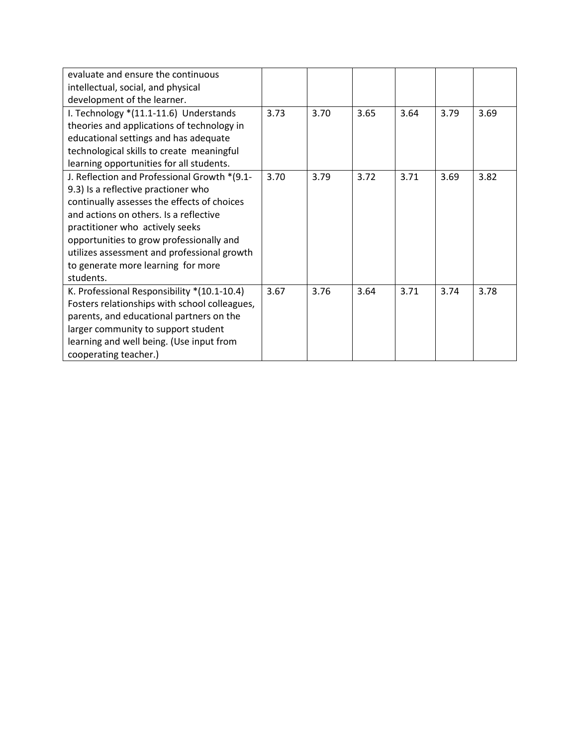| | | | | | | |
|---|---|---|---|---|---|---|
| evaluate and ensure the continuous intellectual, social, and physical development of the learner. | | | | | | |
| I. Technology *(11.1-11.6) Understands theories and applications of technology in educational settings and has adequate technological skills to create meaningful learning opportunities for all students. | 3.73 | 3.70 | 3.65 | 3.64 | 3.79 | 3.69 |
| J. Reflection and Professional Growth *(9.1-9.3) Is a reflective practioner who continually assesses the effects of choices and actions on others. Is a reflective practitioner who actively seeks opportunities to grow professionally and utilizes assessment and professional growth to generate more learning for more students. | 3.70 | 3.79 | 3.72 | 3.71 | 3.69 | 3.82 |
| K. Professional Responsibility *(10.1-10.4) Fosters relationships with school colleagues, parents, and educational partners on the larger community to support student learning and well being. (Use input from cooperating teacher.) | 3.67 | 3.76 | 3.64 | 3.71 | 3.74 | 3.78 |